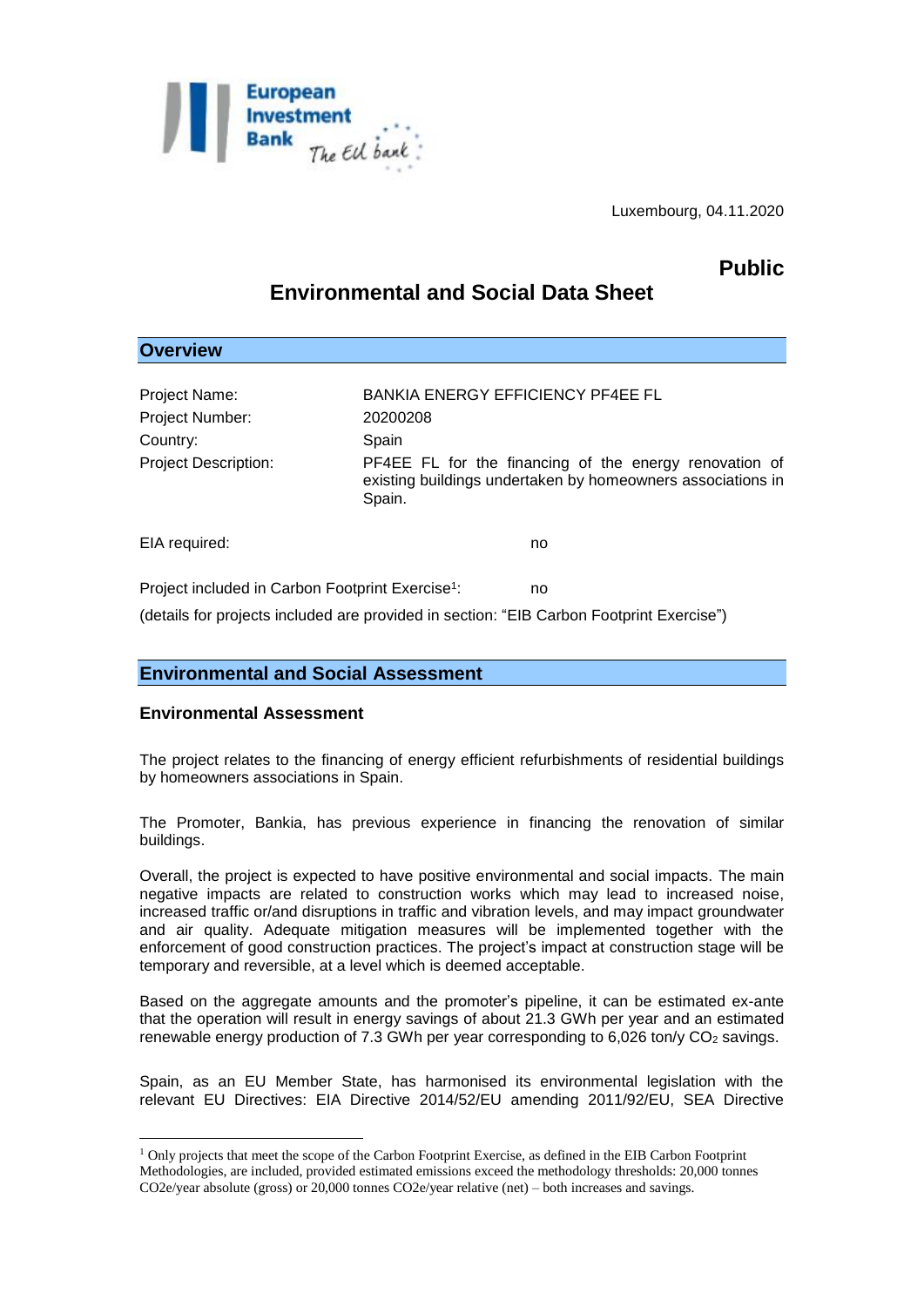European Investment Bank *The EU bank*

Luxembourg, 04.11.2020

**Public**

# Environmental and Social Data Sheet

## Overview

Project Name: BANKIA ENERGY EFFICIENCY PF4EE FL

Project Number: 20200208

Country: Spain

Project Description: PF4EE FL for the financing of the energy renovation of existing buildings undertaken by homeowners associations in Spain.

EIA required: no

Project included in Carbon Footprint Exercise[1]: no

(details for projects included are provided in section: "EIB Carbon Footprint Exercise")

## Environmental and Social Assessment

### Environmental Assessment

The project relates to the financing of energy efficient refurbishments of residential buildings by homeowners associations in Spain.

The Promoter, Bankia, has previous experience in financing the renovation of similar buildings.

Overall, the project is expected to have positive environmental and social impacts. The main negative impacts are related to construction works which may lead to increased noise, increased traffic or/and disruptions in traffic and vibration levels, and may impact groundwater and air quality. Adequate mitigation measures will be implemented together with the enforcement of good construction practices. The project's impact at construction stage will be temporary and reversible, at a level which is deemed acceptable.

Based on the aggregate amounts and the promoter's pipeline, it can be estimated ex-ante that the operation will result in energy savings of about 21.3 GWh per year and an estimated renewable energy production of 7.3 GWh per year corresponding to 6,026 ton/y $CO_2$ savings.

Spain, as an EU Member State, has harmonised its environmental legislation with the relevant EU Directives: EIA Directive 2014/52/EU amending 2011/92/EU, SEA Directive

[1] Only projects that meet the scope of the Carbon Footprint Exercise, as defined in the EIB Carbon Footprint Methodologies, are included, provided estimated emissions exceed the methodology thresholds: 20,000 tonnes CO2e/year absolute (gross) or 20,000 tonnes CO2e/year relative (net) – both increases and savings.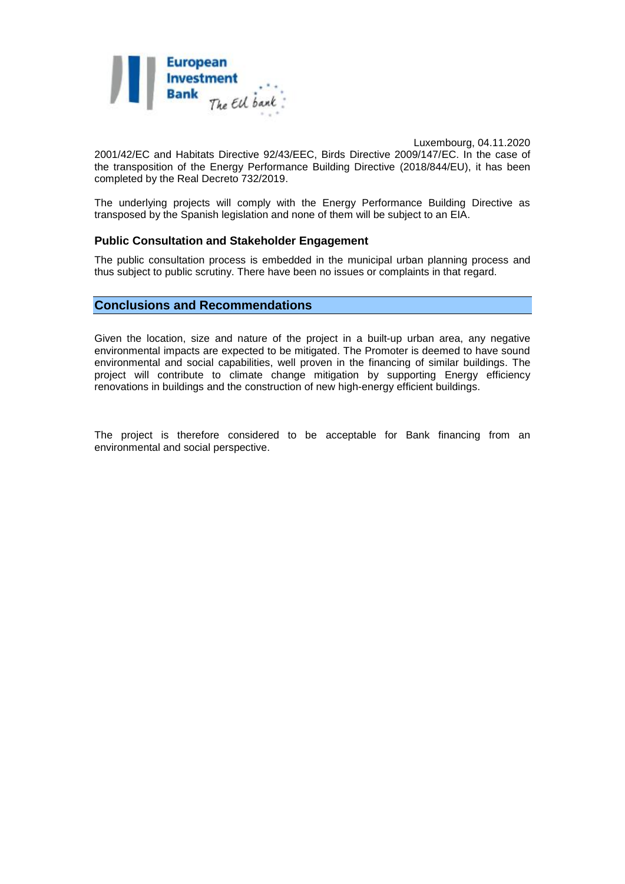2001/42/EC and Habitats Directive 92/43/EEC, Birds Directive 2009/147/EC. In the case of the transposition of the Energy Performance Building Directive (2018/844/EU), it has been completed by the Real Decreto 732/2019.

The underlying projects will comply with the Energy Performance Building Directive as transposed by the Spanish legislation and none of them will be subject to an EIA.

### Public Consultation and Stakeholder Engagement

The public consultation process is embedded in the municipal urban planning process and thus subject to public scrutiny. There have been no issues or complaints in that regard.

## Conclusions and Recommendations

Given the location, size and nature of the project in a built-up urban area, any negative environmental impacts are expected to be mitigated. The Promoter is deemed to have sound environmental and social capabilities, well proven in the financing of similar buildings. The project will contribute to climate change mitigation by supporting Energy efficiency renovations in buildings and the construction of new high-energy efficient buildings.

The project is therefore considered to be acceptable for Bank financing from an environmental and social perspective.